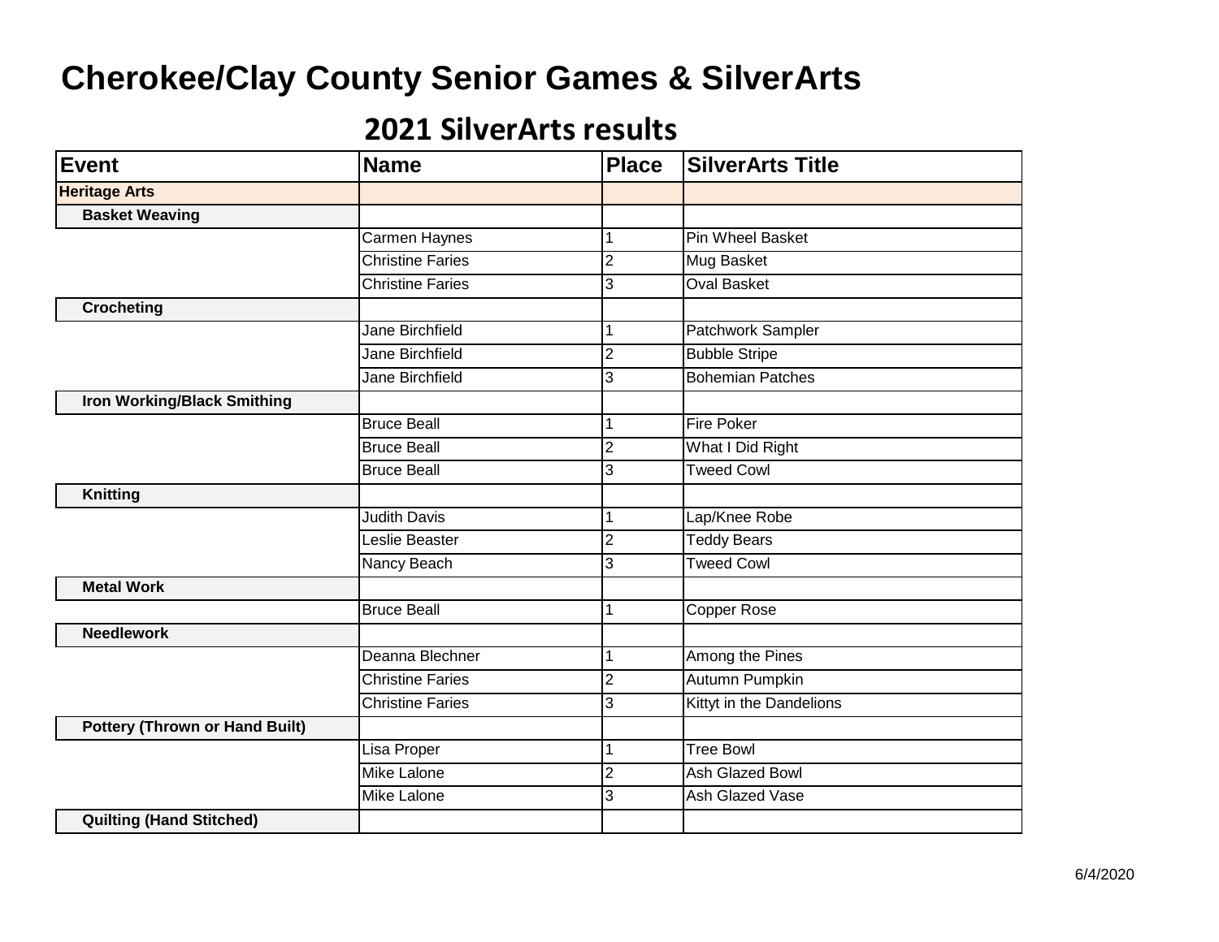# Cherokee/Clay County Senior Games & SilverArts

## 2021 SilverArts results

| Event | Name | Place | SilverArts Title |
|---|---|---|---|
| **Heritage Arts** | | | |
| **Basket Weaving** | | | |
| | Carmen Haynes | 1 | Pin Wheel Basket |
| | Christine Faries | 2 | Mug Basket |
| | Christine Faries | 3 | Oval Basket |
| **Crocheting** | | | |
| | Jane Birchfield | 1 | Patchwork Sampler |
| | Jane Birchfield | 2 | Bubble Stripe |
| | Jane Birchfield | 3 | Bohemian Patches |
| **Iron Working/Black Smithing** | | | |
| | Bruce Beall | 1 | Fire Poker |
| | Bruce Beall | 2 | What I Did Right |
| | Bruce Beall | 3 | Tweed Cowl |
| **Knitting** | | | |
| | Judith Davis | 1 | Lap/Knee Robe |
| | Leslie Beaster | 2 | Teddy Bears |
| | Nancy Beach | 3 | Tweed Cowl |
| **Metal Work** | | | |
| | Bruce Beall | 1 | Copper Rose |
| **Needlework** | | | |
| | Deanna Blechner | 1 | Among the Pines |
| | Christine Faries | 2 | Autumn Pumpkin |
| | Christine Faries | 3 | Kittyt in the Dandelions |
| **Pottery (Thrown or Hand Built)** | | | |
| | Lisa Proper | 1 | Tree Bowl |
| | Mike Lalone | 2 | Ash Glazed Bowl |
| | Mike Lalone | 3 | Ash Glazed Vase |
| **Quilting (Hand Stitched)** | | | |

6/4/2020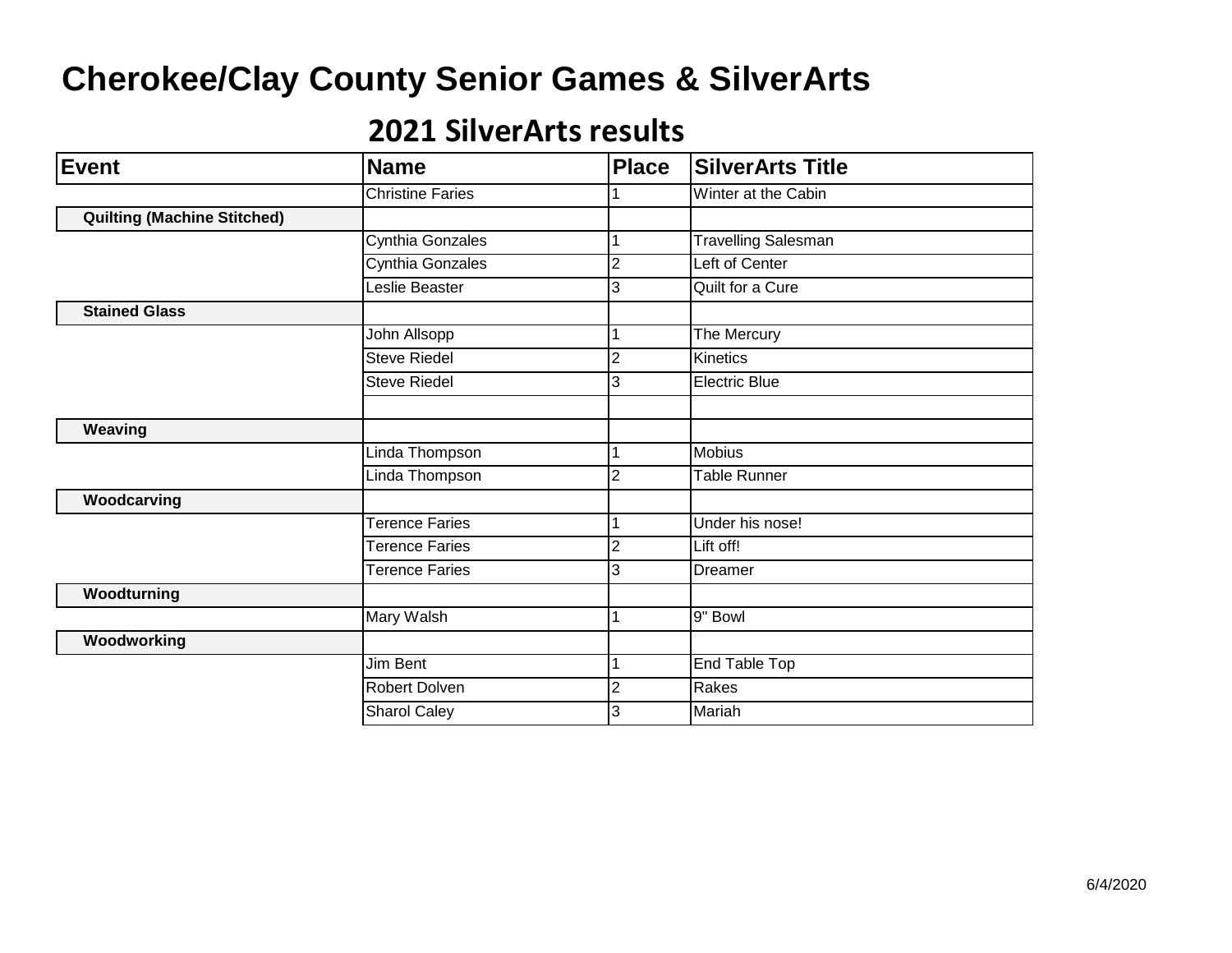# Cherokee/Clay County Senior Games & SilverArts

## 2021 SilverArts results

| Event | Name | Place | SilverArts Title |
|---|---|---|---|
| | Christine Faries | 1 | Winter at the Cabin |
| **Quilting (Machine Stitched)** | | | |
| | Cynthia Gonzales | 1 | Travelling Salesman |
| | Cynthia Gonzales | 2 | Left of Center |
| | Leslie Beaster | 3 | Quilt for a Cure |
| **Stained Glass** | | | |
| | John Allsopp | 1 | The Mercury |
| | Steve Riedel | 2 | Kinetics |
| | Steve Riedel | 3 | Electric Blue |
| | | | |
| **Weaving** | | | |
| | Linda Thompson | 1 | Mobius |
| | Linda Thompson | 2 | Table Runner |
| **Woodcarving** | | | |
| | Terence Faries | 1 | Under his nose! |
| | Terence Faries | 2 | Lift off! |
| | Terence Faries | 3 | Dreamer |
| **Woodturning** | | | |
| | Mary Walsh | 1 | 9" Bowl |
| **Woodworking** | | | |
| | Jim Bent | 1 | End Table Top |
| | Robert Dolven | 2 | Rakes |
| | Sharol Caley | 3 | Mariah |

6/4/2020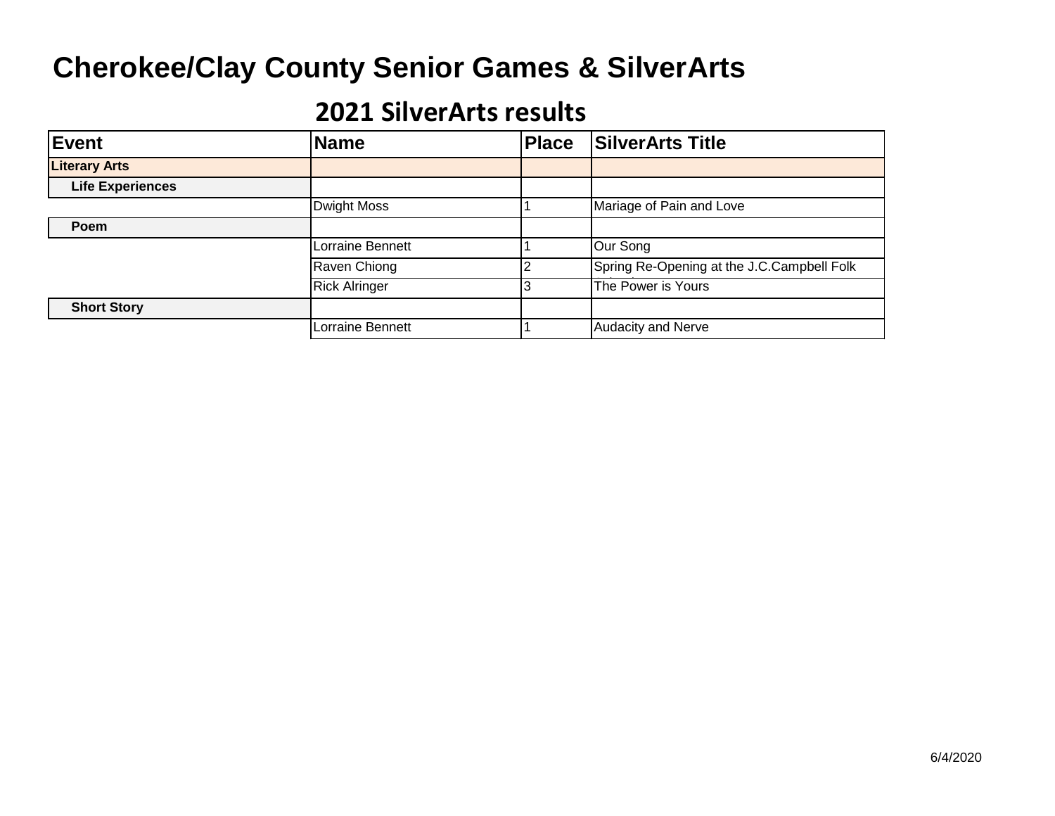# Cherokee/Clay County Senior Games & SilverArts

## 2021 SilverArts results

| Event | Name | Place | SilverArts Title |
|---|---|---|---|
| **Literary Arts** | | | |
| **Life Experiences** | | | |
| | Dwight Moss | 1 | Mariage of Pain and Love |
| **Poem** | | | |
| | Lorraine Bennett | 1 | Our Song |
| | Raven Chiong | 2 | Spring Re-Opening at the J.C.Campbell Folk |
| | Rick Alringer | 3 | The Power is Yours |
| **Short Story** | | | |
| | Lorraine Bennett | 1 | Audacity and Nerve |

6/4/2020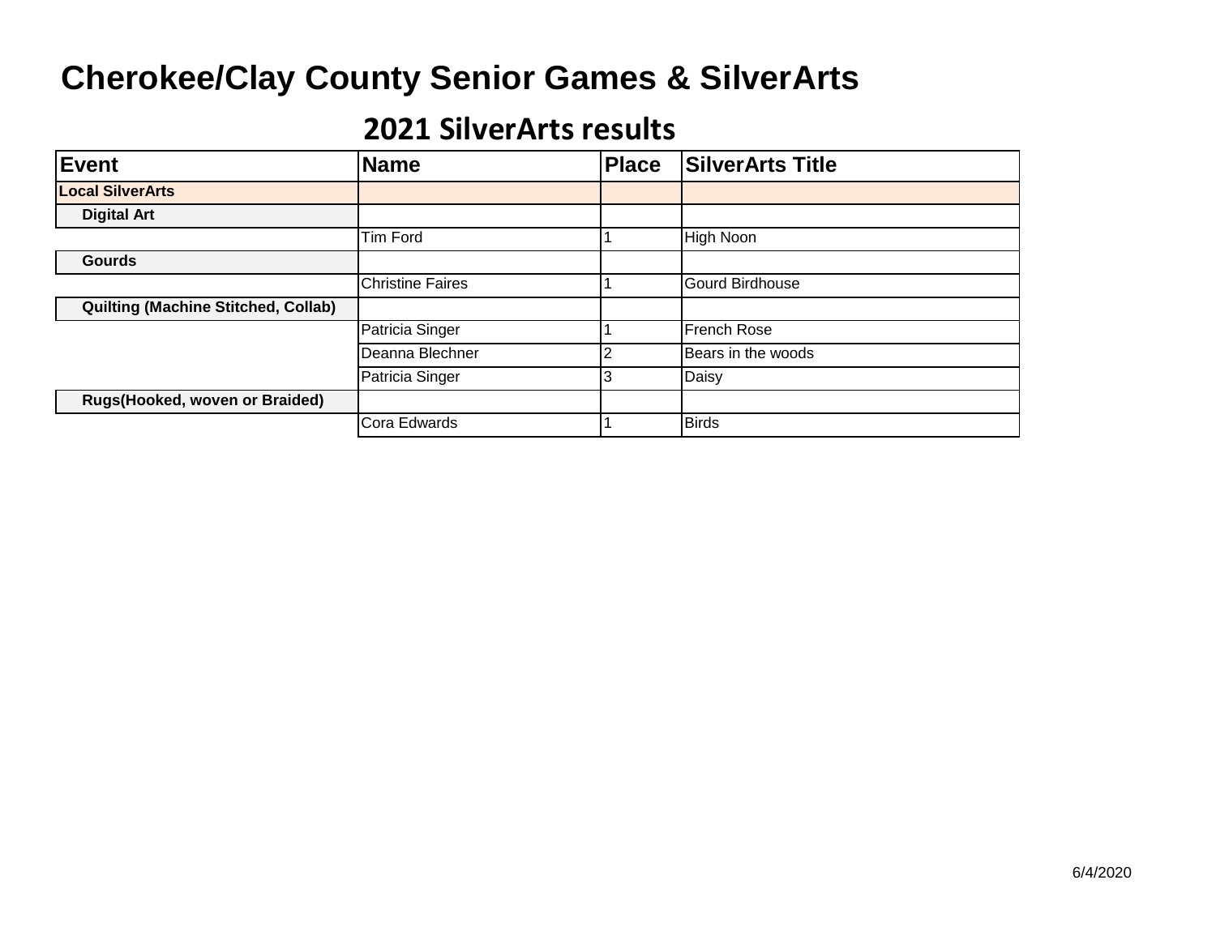# Cherokee/Clay County Senior Games & SilverArts

## 2021 SilverArts results

| Event | Name | Place | SilverArts Title |
|---|---|---|---|
| **Local SilverArts** | | | |
| **Digital Art** | | | |
| | Tim Ford | 1 | High Noon |
| **Gourds** | | | |
| | Christine Faires | 1 | Gourd Birdhouse |
| **Quilting (Machine Stitched, Collab)** | | | |
| | Patricia Singer | 1 | French Rose |
| | Deanna Blechner | 2 | Bears in the woods |
| | Patricia Singer | 3 | Daisy |
| **Rugs(Hooked, woven or Braided)** | | | |
| | Cora Edwards | 1 | Birds |

6/4/2020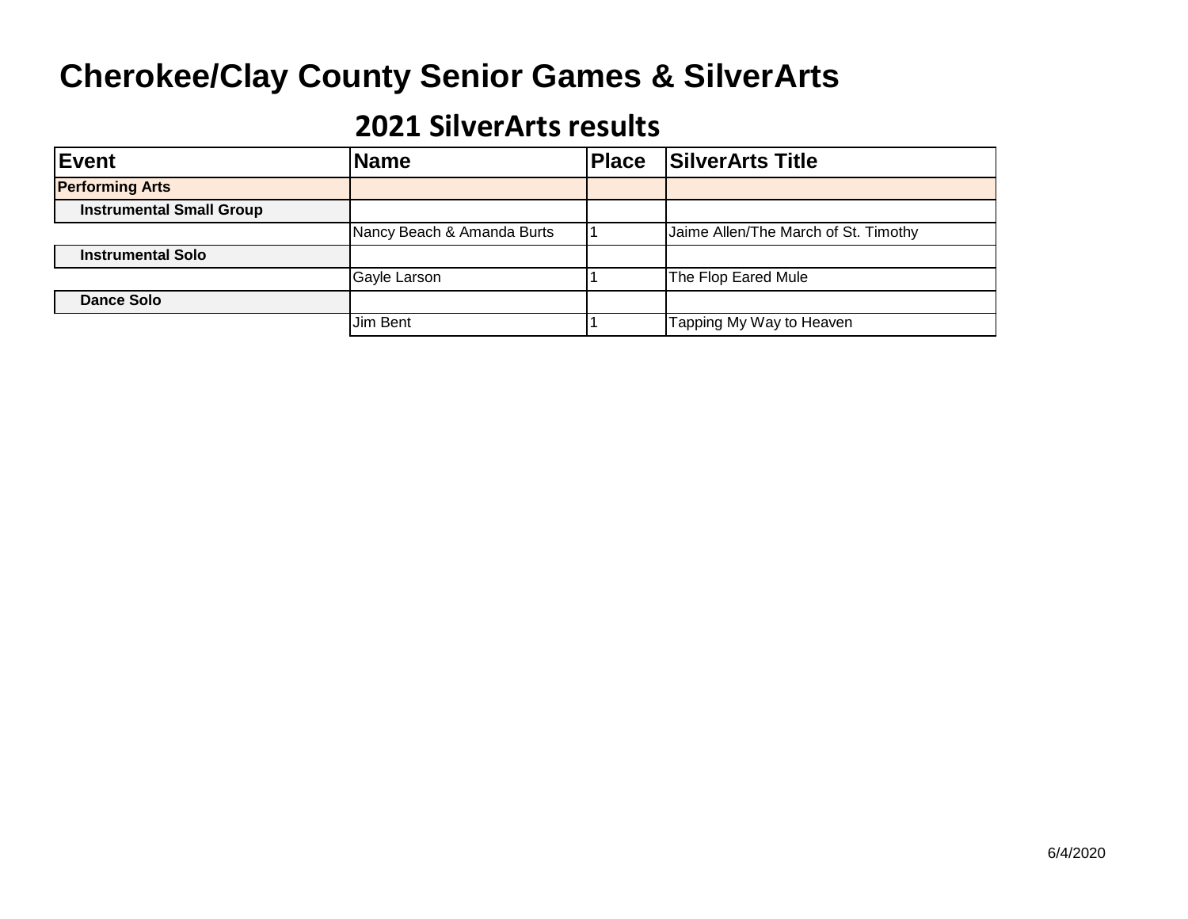# Cherokee/Clay County Senior Games & SilverArts

## 2021 SilverArts results

| Event | Name | Place | SilverArts Title |
|---|---|---|---|
| **Performing Arts** | | | |
| **Instrumental Small Group** | | | |
| | Nancy Beach & Amanda Burts | 1 | Jaime Allen/The March of St. Timothy |
| **Instrumental Solo** | | | |
| | Gayle Larson | 1 | The Flop Eared Mule |
| **Dance Solo** | | | |
| | Jim Bent | 1 | Tapping My Way to Heaven |

6/4/2020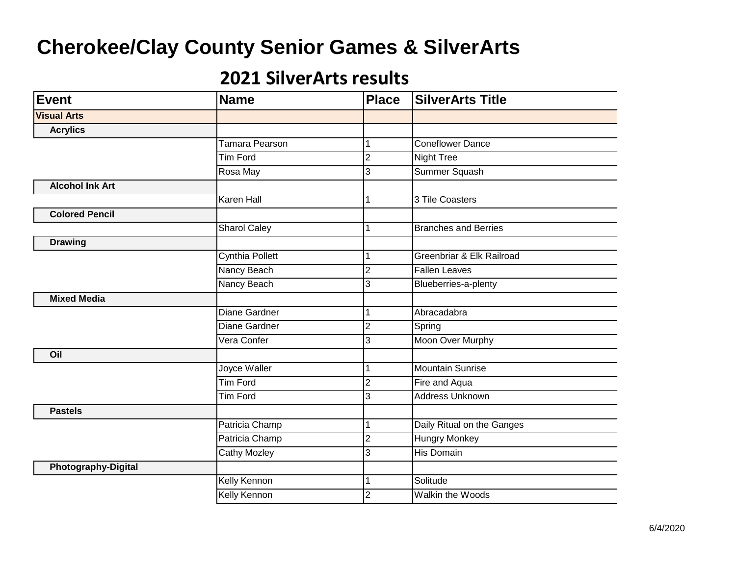# Cherokee/Clay County Senior Games & SilverArts

## 2021 SilverArts results

| Event | Name | Place | SilverArts Title |
|---|---|---|---|
| **Visual Arts** | | | |
| **Acrylics** | | | |
| | Tamara Pearson | 1 | Coneflower Dance |
| | Tim Ford | 2 | Night Tree |
| | Rosa May | 3 | Summer Squash |
| **Alcohol Ink Art** | | | |
| | Karen Hall | 1 | 3 Tile Coasters |
| **Colored Pencil** | | | |
| | Sharol Caley | 1 | Branches and Berries |
| **Drawing** | | | |
| | Cynthia Pollett | 1 | Greenbriar & Elk Railroad |
| | Nancy Beach | 2 | Fallen Leaves |
| | Nancy Beach | 3 | Blueberries-a-plenty |
| **Mixed Media** | | | |
| | Diane Gardner | 1 | Abracadabra |
| | Diane Gardner | 2 | Spring |
| | Vera Confer | 3 | Moon Over Murphy |
| **Oil** | | | |
| | Joyce Waller | 1 | Mountain Sunrise |
| | Tim Ford | 2 | Fire and Aqua |
| | Tim Ford | 3 | Address Unknown |
| **Pastels** | | | |
| | Patricia Champ | 1 | Daily Ritual on the Ganges |
| | Patricia Champ | 2 | Hungry Monkey |
| | Cathy Mozley | 3 | His Domain |
| **Photography-Digital** | | | |
| | Kelly Kennon | 1 | Solitude |
| | Kelly Kennon | 2 | Walkin the Woods |

6/4/2020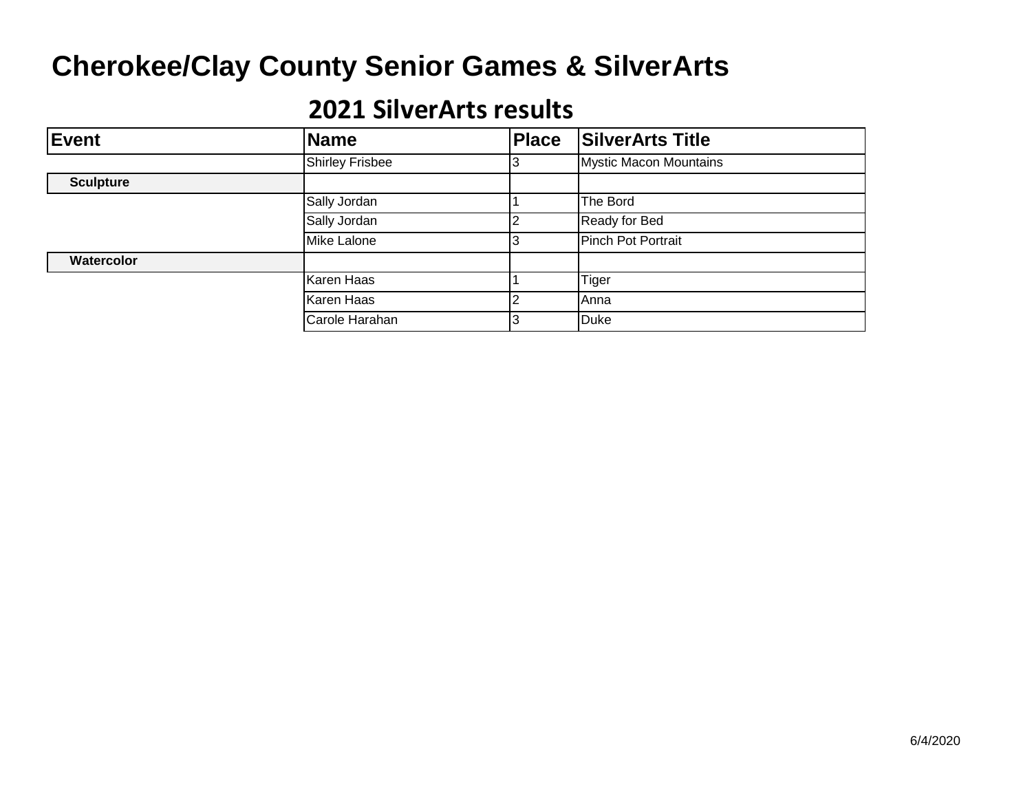# Cherokee/Clay County Senior Games & SilverArts

## 2021 SilverArts results

| Event | Name | Place | SilverArts Title |
|---|---|---|---|
| | Shirley Frisbee | 3 | Mystic Macon Mountains |
| **Sculpture** | | | |
| | Sally Jordan | 1 | The Bord |
| | Sally Jordan | 2 | Ready for Bed |
| | Mike Lalone | 3 | Pinch Pot Portrait |
| **Watercolor** | | | |
| | Karen Haas | 1 | Tiger |
| | Karen Haas | 2 | Anna |
| | Carole Harahan | 3 | Duke |

6/4/2020